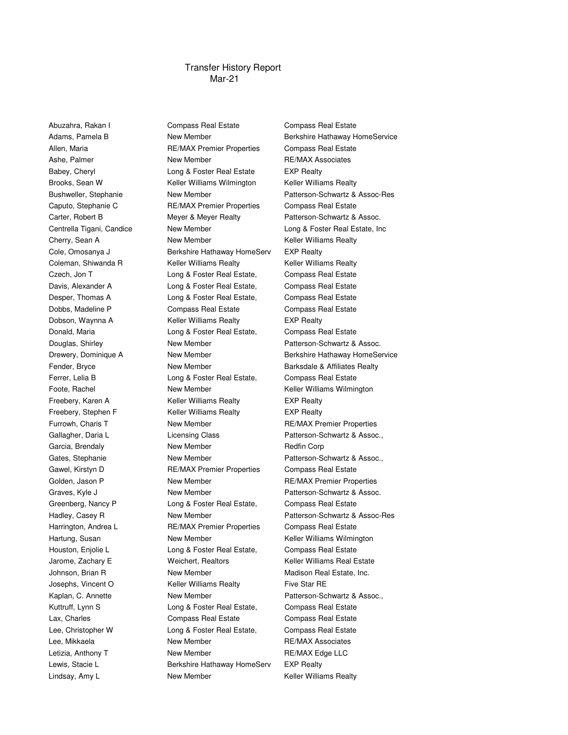# Transfer History Report

Mar-21

| | | |
|---|---|---|
| Abuzahra, Rakan I | Compass Real Estate | Compass Real Estate |
| Adams, Pamela B | New Member | Berkshire Hathaway HomeService |
| Allen, Maria | RE/MAX Premier Properties | Compass Real Estate |
| Ashe, Palmer | New Member | RE/MAX Associates |
| Babey, Cheryl | Long & Foster Real Estate | EXP Realty |
| Brooks, Sean W | Keller Williams Wilmington | Keller Williams Realty |
| Bushweller, Stephanie | New Member | Patterson-Schwartz & Assoc-Res |
| Caputo, Stephanie C | RE/MAX Premier Properties | Compass Real Estate |
| Carter, Robert B | Meyer & Meyer Realty | Patterson-Schwartz & Assoc. |
| Centrella Tigani, Candice | New Member | Long & Foster Real Estate, Inc |
| Cherry, Sean A | New Member | Keller Williams Realty |
| Cole, Omosanya J | Berkshire Hathaway HomeServ | EXP Realty |
| Coleman, Shiwanda R | Keller Williams Realty | Keller Williams Realty |
| Czech, Jon T | Long & Foster Real Estate, | Compass Real Estate |
| Davis, Alexander A | Long & Foster Real Estate, | Compass Real Estate |
| Desper, Thomas A | Long & Foster Real Estate, | Compass Real Estate |
| Dobbs, Madeline P | Compass Real Estate | Compass Real Estate |
| Dobson, Waynna A | Keller Williams Realty | EXP Realty |
| Donald, Maria | Long & Foster Real Estate, | Compass Real Estate |
| Douglas, Shirley | New Member | Patterson-Schwartz & Assoc. |
| Drewery, Dominique A | New Member | Berkshire Hathaway HomeService |
| Fender, Bryce | New Member | Barksdale & Affiliates Realty |
| Ferrer, Lelia B | Long & Foster Real Estate, | Compass Real Estate |
| Foote, Rachel | New Member | Keller Williams Wilmington |
| Freebery, Karen A | Keller Williams Realty | EXP Realty |
| Freebery, Stephen F | Keller Williams Realty | EXP Realty |
| Furrowh, Charis T | New Member | RE/MAX Premier Properties |
| Gallagher, Daria L | Licensing Class | Patterson-Schwartz & Assoc., |
| Garcia, Brendaly | New Member | Redfin Corp |
| Gates, Stephanie | New Member | Patterson-Schwartz & Assoc., |
| Gawel, Kirstyn D | RE/MAX Premier Properties | Compass Real Estate |
| Golden, Jason P | New Member | RE/MAX Premier Properties |
| Graves, Kyle J | New Member | Patterson-Schwartz & Assoc. |
| Greenberg, Nancy P | Long & Foster Real Estate, | Compass Real Estate |
| Hadley, Casey R | New Member | Patterson-Schwartz & Assoc-Res |
| Harrington, Andrea L | RE/MAX Premier Properties | Compass Real Estate |
| Hartung, Susan | New Member | Keller Williams Wilmington |
| Houston, Enjolie L | Long & Foster Real Estate, | Compass Real Estate |
| Jarome, Zachary E | Weichert, Realtors | Keller Williams Real Estate |
| Johnson, Brian R | New Member | Madison Real Estate, Inc. |
| Josephs, Vincent O | Keller Williams Realty | Five Star RE |
| Kaplan, C. Annette | New Member | Patterson-Schwartz & Assoc., |
| Kuttruff, Lynn S | Long & Foster Real Estate, | Compass Real Estate |
| Lax, Charles | Compass Real Estate | Compass Real Estate |
| Lee, Christopher W | Long & Foster Real Estate, | Compass Real Estate |
| Lee, Mikkaela | New Member | RE/MAX Associates |
| Letizia, Anthony T | New Member | RE/MAX Edge LLC |
| Lewis, Stacie L | Berkshire Hathaway HomeServ | EXP Realty |
| Lindsay, Amy L | New Member | Keller Williams Realty |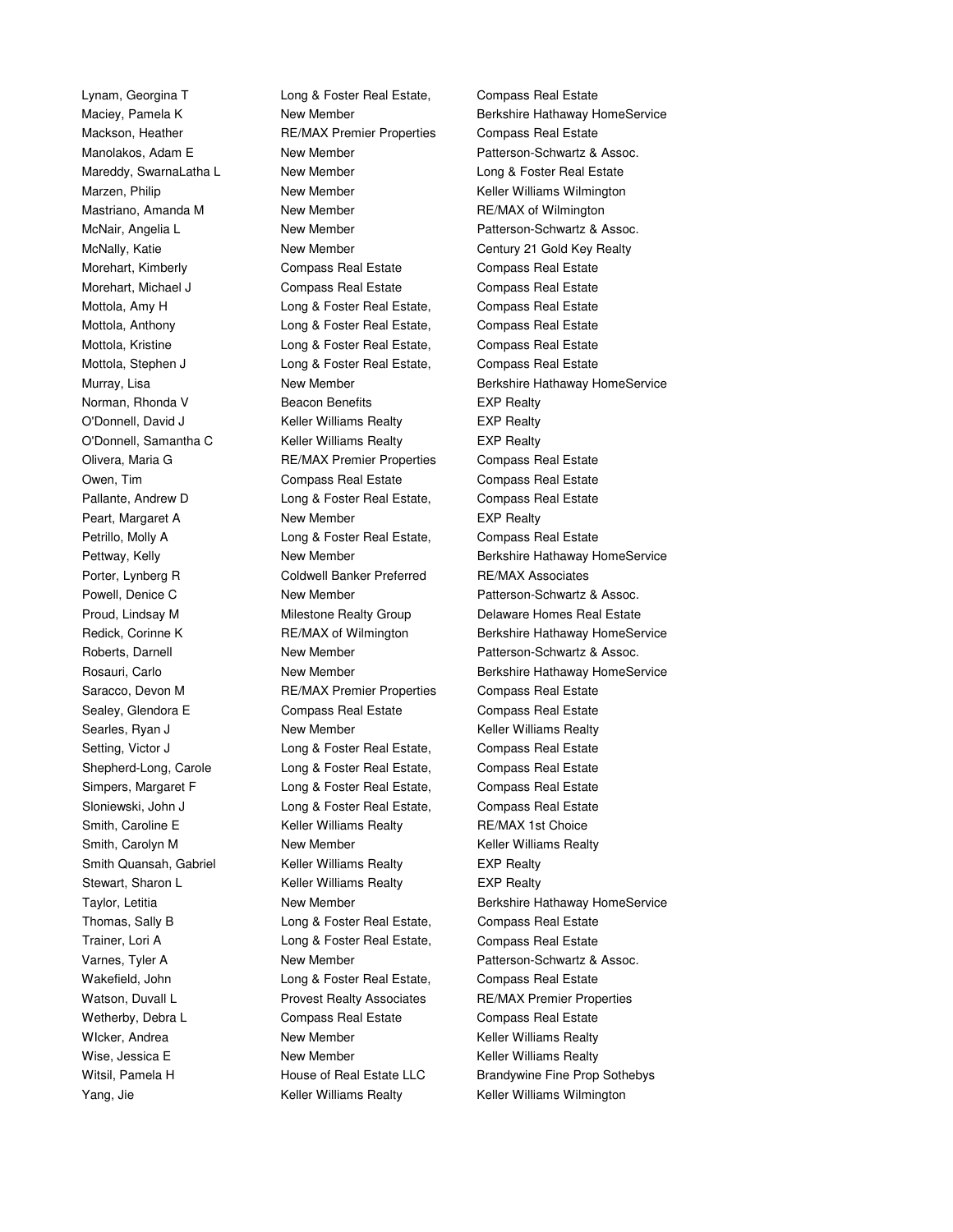| | | |
|---|---|---|
| Lynam, Georgina T | Long & Foster Real Estate, | Compass Real Estate |
| Maciey, Pamela K | New Member | Berkshire Hathaway HomeService |
| Mackson, Heather | RE/MAX Premier Properties | Compass Real Estate |
| Manolakos, Adam E | New Member | Patterson-Schwartz & Assoc. |
| Mareddy, SwarnaLatha L | New Member | Long & Foster Real Estate |
| Marzen, Philip | New Member | Keller Williams Wilmington |
| Mastriano, Amanda M | New Member | RE/MAX of Wilmington |
| McNair, Angelia L | New Member | Patterson-Schwartz & Assoc. |
| McNally, Katie | New Member | Century 21 Gold Key Realty |
| Morehart, Kimberly | Compass Real Estate | Compass Real Estate |
| Morehart, Michael J | Compass Real Estate | Compass Real Estate |
| Mottola, Amy H | Long & Foster Real Estate, | Compass Real Estate |
| Mottola, Anthony | Long & Foster Real Estate, | Compass Real Estate |
| Mottola, Kristine | Long & Foster Real Estate, | Compass Real Estate |
| Mottola, Stephen J | Long & Foster Real Estate, | Compass Real Estate |
| Murray, Lisa | New Member | Berkshire Hathaway HomeService |
| Norman, Rhonda V | Beacon Benefits | EXP Realty |
| O'Donnell, David J | Keller Williams Realty | EXP Realty |
| O'Donnell, Samantha C | Keller Williams Realty | EXP Realty |
| Olivera, Maria G | RE/MAX Premier Properties | Compass Real Estate |
| Owen, Tim | Compass Real Estate | Compass Real Estate |
| Pallante, Andrew D | Long & Foster Real Estate, | Compass Real Estate |
| Peart, Margaret A | New Member | EXP Realty |
| Petrillo, Molly A | Long & Foster Real Estate, | Compass Real Estate |
| Pettway, Kelly | New Member | Berkshire Hathaway HomeService |
| Porter, Lynberg R | Coldwell Banker Preferred | RE/MAX Associates |
| Powell, Denice C | New Member | Patterson-Schwartz & Assoc. |
| Proud, Lindsay M | Milestone Realty Group | Delaware Homes Real Estate |
| Redick, Corinne K | RE/MAX of Wilmington | Berkshire Hathaway HomeService |
| Roberts, Darnell | New Member | Patterson-Schwartz & Assoc. |
| Rosauri, Carlo | New Member | Berkshire Hathaway HomeService |
| Saracco, Devon M | RE/MAX Premier Properties | Compass Real Estate |
| Sealey, Glendora E | Compass Real Estate | Compass Real Estate |
| Searles, Ryan J | New Member | Keller Williams Realty |
| Setting, Victor J | Long & Foster Real Estate, | Compass Real Estate |
| Shepherd-Long, Carole | Long & Foster Real Estate, | Compass Real Estate |
| Simpers, Margaret F | Long & Foster Real Estate, | Compass Real Estate |
| Sloniewski, John J | Long & Foster Real Estate, | Compass Real Estate |
| Smith, Caroline E | Keller Williams Realty | RE/MAX 1st Choice |
| Smith, Carolyn M | New Member | Keller Williams Realty |
| Smith Quansah, Gabriel | Keller Williams Realty | EXP Realty |
| Stewart, Sharon L | Keller Williams Realty | EXP Realty |
| Taylor, Letitia | New Member | Berkshire Hathaway HomeService |
| Thomas, Sally B | Long & Foster Real Estate, | Compass Real Estate |
| Trainer, Lori A | Long & Foster Real Estate, | Compass Real Estate |
| Varnes, Tyler A | New Member | Patterson-Schwartz & Assoc. |
| Wakefield, John | Long & Foster Real Estate, | Compass Real Estate |
| Watson, Duvall L | Provest Realty Associates | RE/MAX Premier Properties |
| Wetherby, Debra L | Compass Real Estate | Compass Real Estate |
| WIcker, Andrea | New Member | Keller Williams Realty |
| Wise, Jessica E | New Member | Keller Williams Realty |
| Witsil, Pamela H | House of Real Estate LLC | Brandywine Fine Prop Sothebys |
| Yang, Jie | Keller Williams Realty | Keller Williams Wilmington |